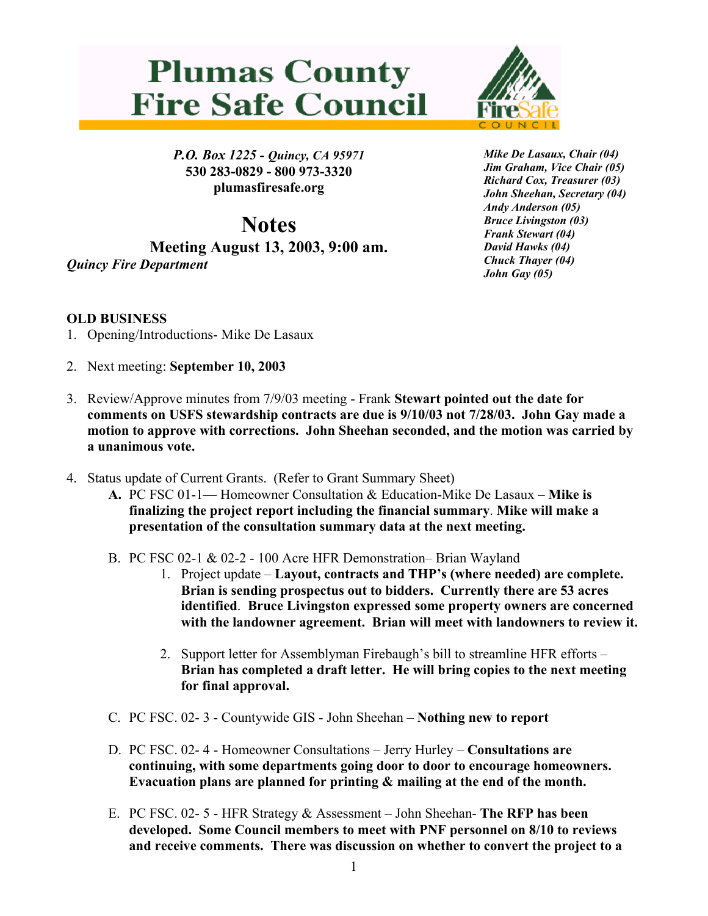# Plumas County Fire Safe Council

*P.O. Box 1225 - Quincy, CA 95971*
**530 283-0829 - 800 973-3320**
**plumasfiresafe.org**

*Mike De Lasaux, Chair (04)*
*Jim Graham, Vice Chair (05)*
*Richard Cox, Treasurer (03)*
*John Sheehan, Secretary (04)*
*Andy Anderson (05)*
*Bruce Livingston (03)*
*Frank Stewart (04)*
*David Hawks (04)*
*Chuck Thayer (04)*
*John Gay (05)*

## Notes

### Meeting August 13, 2003, 9:00 am.

*Quincy Fire Department*

**OLD BUSINESS**

1. Opening/Introductions- Mike De Lasaux

2. Next meeting: **September 10, 2003**

3. Review/Approve minutes from 7/9/03 meeting - Frank **Stewart pointed out the date for comments on USFS stewardship contracts are due is 9/10/03 not 7/28/03. John Gay made a motion to approve with corrections. John Sheehan seconded, and the motion was carried by a unanimous vote.**

4. Status update of Current Grants. (Refer to Grant Summary Sheet)
   - **A.** PC FSC 01-1— Homeowner Consultation & Education-Mike De Lasaux – **Mike is finalizing the project report including the financial summary**. **Mike will make a presentation of the consultation summary data at the next meeting.**
   - B. PC FSC 02-1 & 02-2 - 100 Acre HFR Demonstration– Brian Wayland
     1. Project update – **Layout, contracts and THP's (where needed) are complete. Brian is sending prospectus out to bidders. Currently there are 53 acres identified**. **Bruce Livingston expressed some property owners are concerned with the landowner agreement. Brian will meet with landowners to review it.**
     2. Support letter for Assemblyman Firebaugh's bill to streamline HFR efforts – **Brian has completed a draft letter. He will bring copies to the next meeting for final approval.**
   - C. PC FSC. 02- 3 - Countywide GIS - John Sheehan – **Nothing new to report**
   - D. PC FSC. 02- 4 - Homeowner Consultations – Jerry Hurley – **Consultations are continuing, with some departments going door to door to encourage homeowners. Evacuation plans are planned for printing & mailing at the end of the month.**
   - E. PC FSC. 02- 5 - HFR Strategy & Assessment – John Sheehan- **The RFP has been developed. Some Council members to meet with PNF personnel on 8/10 to reviews and receive comments. There was discussion on whether to convert the project to a**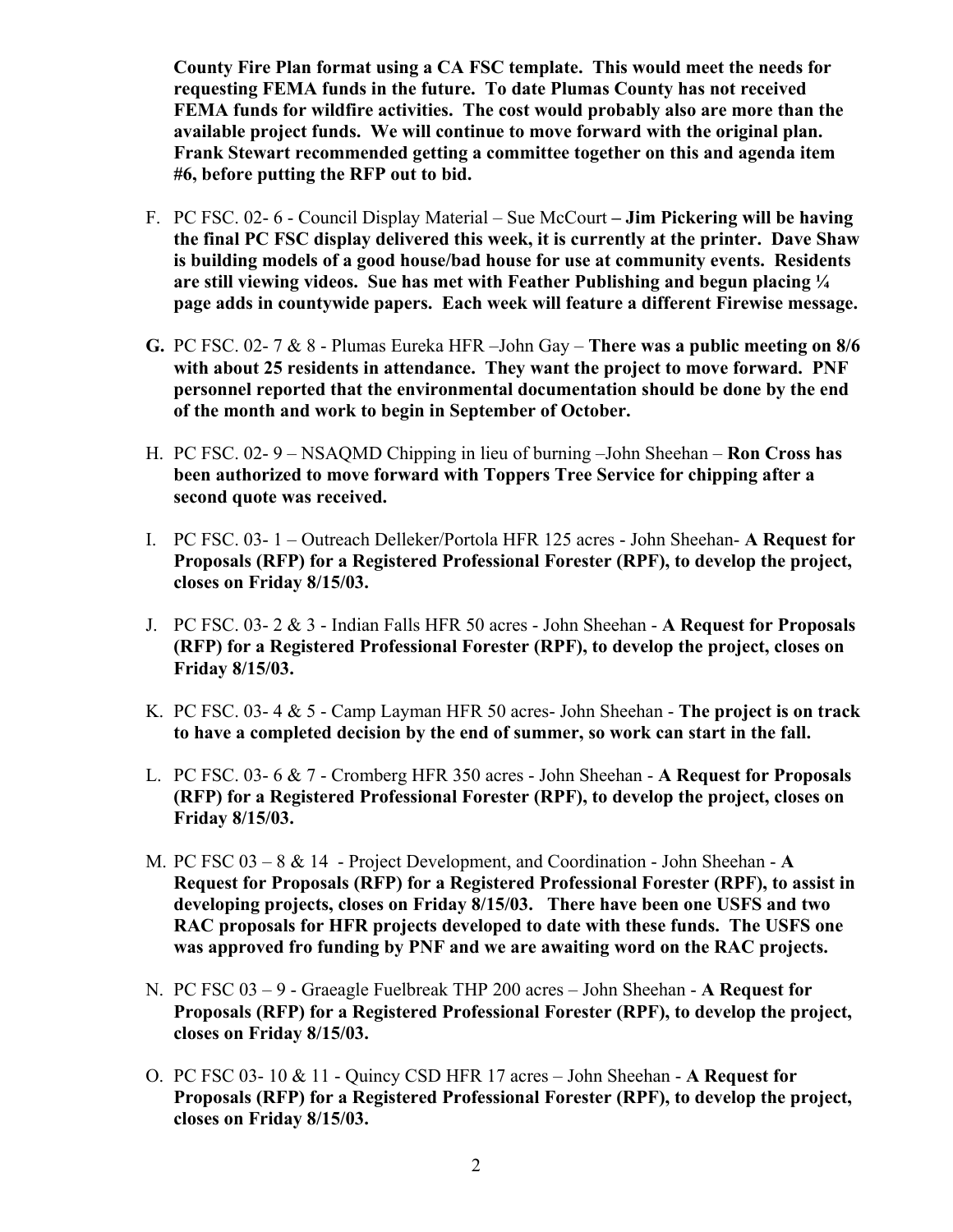**County Fire Plan format using a CA FSC template. This would meet the needs for requesting FEMA funds in the future. To date Plumas County has not received FEMA funds for wildfire activities. The cost would probably also are more than the available project funds. We will continue to move forward with the original plan. Frank Stewart recommended getting a committee together on this and agenda item #6, before putting the RFP out to bid.**

F. PC FSC. 02- 6 - Council Display Material – Sue McCourt **– Jim Pickering will be having the final PC FSC display delivered this week, it is currently at the printer. Dave Shaw is building models of a good house/bad house for use at community events. Residents are still viewing videos. Sue has met with Feather Publishing and begun placing ¼ page adds in countywide papers. Each week will feature a different Firewise message.**

**G.** PC FSC. 02- 7 & 8 - Plumas Eureka HFR –John Gay – **There was a public meeting on 8/6 with about 25 residents in attendance. They want the project to move forward. PNF personnel reported that the environmental documentation should be done by the end of the month and work to begin in September of October.**

H. PC FSC. 02- 9 – NSAQMD Chipping in lieu of burning –John Sheehan – **Ron Cross has been authorized to move forward with Toppers Tree Service for chipping after a second quote was received.**

I. PC FSC. 03- 1 – Outreach Delleker/Portola HFR 125 acres - John Sheehan- **A Request for Proposals (RFP) for a Registered Professional Forester (RPF), to develop the project, closes on Friday 8/15/03.**

J. PC FSC. 03- 2 & 3 - Indian Falls HFR 50 acres - John Sheehan - **A Request for Proposals (RFP) for a Registered Professional Forester (RPF), to develop the project, closes on Friday 8/15/03.**

K. PC FSC. 03- 4 & 5 - Camp Layman HFR 50 acres- John Sheehan - **The project is on track to have a completed decision by the end of summer, so work can start in the fall.**

L. PC FSC. 03- 6 & 7 - Cromberg HFR 350 acres - John Sheehan - **A Request for Proposals (RFP) for a Registered Professional Forester (RPF), to develop the project, closes on Friday 8/15/03.**

M. PC FSC 03 – 8 & 14 - Project Development, and Coordination - John Sheehan - **A Request for Proposals (RFP) for a Registered Professional Forester (RPF), to assist in developing projects, closes on Friday 8/15/03. There have been one USFS and two RAC proposals for HFR projects developed to date with these funds. The USFS one was approved fro funding by PNF and we are awaiting word on the RAC projects.**

N. PC FSC 03 – 9 - Graeagle Fuelbreak THP 200 acres – John Sheehan - **A Request for Proposals (RFP) for a Registered Professional Forester (RPF), to develop the project, closes on Friday 8/15/03.**

O. PC FSC 03- 10 & 11 - Quincy CSD HFR 17 acres – John Sheehan - **A Request for Proposals (RFP) for a Registered Professional Forester (RPF), to develop the project, closes on Friday 8/15/03.**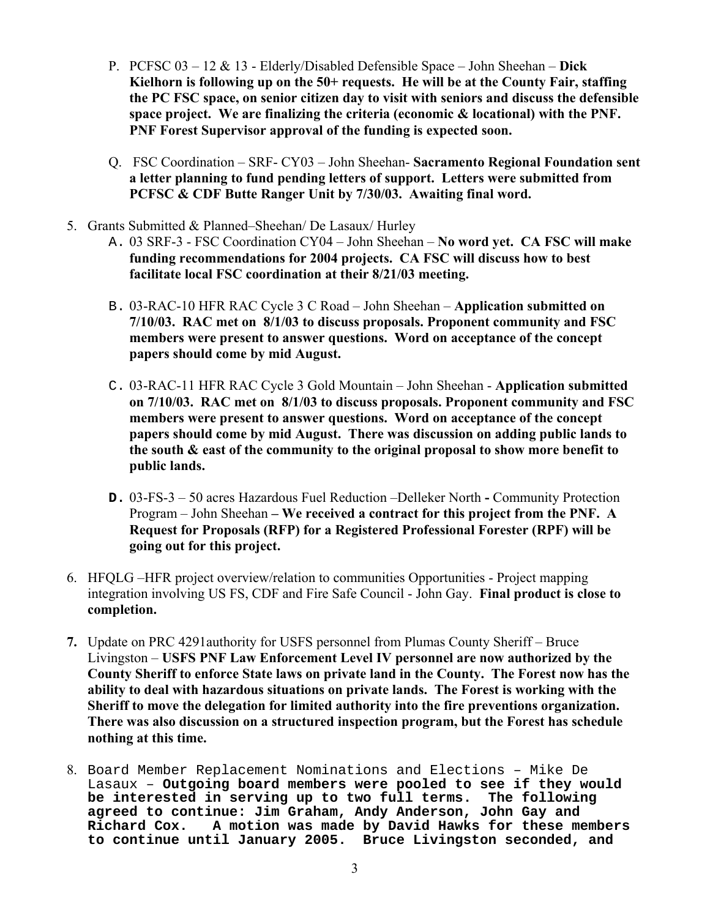P. PCFSC 03 – 12 & 13 - Elderly/Disabled Defensible Space – John Sheehan – **Dick Kielhorn is following up on the 50+ requests. He will be at the County Fair, staffing the PC FSC space, on senior citizen day to visit with seniors and discuss the defensible space project. We are finalizing the criteria (economic & locational) with the PNF. PNF Forest Supervisor approval of the funding is expected soon.**

Q. FSC Coordination – SRF- CY03 – John Sheehan- **Sacramento Regional Foundation sent a letter planning to fund pending letters of support. Letters were submitted from PCFSC & CDF Butte Ranger Unit by 7/30/03. Awaiting final word.**

5. Grants Submitted & Planned–Sheehan/ De Lasaux/ Hurley
   A. 03 SRF-3 - FSC Coordination CY04 – John Sheehan – **No word yet. CA FSC will make funding recommendations for 2004 projects. CA FSC will discuss how to best facilitate local FSC coordination at their 8/21/03 meeting.**

   B. 03-RAC-10 HFR RAC Cycle 3 C Road – John Sheehan – **Application submitted on 7/10/03. RAC met on 8/1/03 to discuss proposals. Proponent community and FSC members were present to answer questions. Word on acceptance of the concept papers should come by mid August.**

   C. 03-RAC-11 HFR RAC Cycle 3 Gold Mountain – John Sheehan - **Application submitted on 7/10/03. RAC met on 8/1/03 to discuss proposals. Proponent community and FSC members were present to answer questions. Word on acceptance of the concept papers should come by mid August. There was discussion on adding public lands to the south & east of the community to the original proposal to show more benefit to public lands.**

   **D.** 03-FS-3 – 50 acres Hazardous Fuel Reduction –Delleker North **-** Community Protection Program – John Sheehan **– We received a contract for this project from the PNF. A Request for Proposals (RFP) for a Registered Professional Forester (RPF) will be going out for this project.**

6. HFQLG –HFR project overview/relation to communities Opportunities - Project mapping integration involving US FS, CDF and Fire Safe Council - John Gay. **Final product is close to completion.**

**7.** Update on PRC 4291authority for USFS personnel from Plumas County Sheriff – Bruce Livingston – **USFS PNF Law Enforcement Level IV personnel are now authorized by the County Sheriff to enforce State laws on private land in the County. The Forest now has the ability to deal with hazardous situations on private lands. The Forest is working with the Sheriff to move the delegation for limited authority into the fire preventions organization. There was also discussion on a structured inspection program, but the Forest has schedule nothing at this time.**

8. Board Member Replacement Nominations and Elections – Mike De Lasaux – **Outgoing board members were pooled to see if they would be interested in serving up to two full terms. The following agreed to continue: Jim Graham, Andy Anderson, John Gay and Richard Cox. A motion was made by David Hawks for these members to continue until January 2005. Bruce Livingston seconded, and**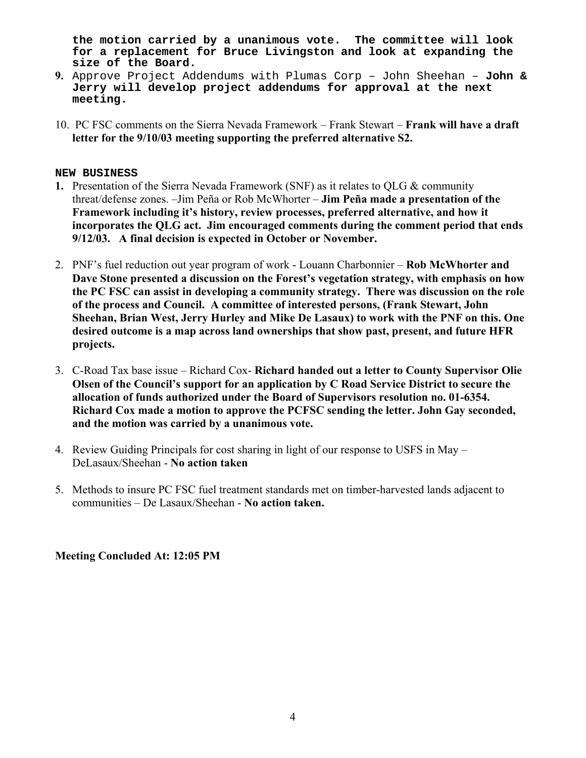**the motion carried by a unanimous vote. The committee will look for a replacement for Bruce Livingston and look at expanding the size of the Board.**

9. Approve Project Addendums with Plumas Corp – John Sheehan – **John & Jerry will develop project addendums for approval at the next meeting.**

10. PC FSC comments on the Sierra Nevada Framework – Frank Stewart – **Frank will have a draft letter for the 9/10/03 meeting supporting the preferred alternative S2.**

## NEW BUSINESS

1. Presentation of the Sierra Nevada Framework (SNF) as it relates to QLG & community threat/defense zones. –Jim Peña or Rob McWhorter – **Jim Peña made a presentation of the Framework including it's history, review processes, preferred alternative, and how it incorporates the QLG act. Jim encouraged comments during the comment period that ends 9/12/03. A final decision is expected in October or November.**

2. PNF's fuel reduction out year program of work - Louann Charbonnier – **Rob McWhorter and Dave Stone presented a discussion on the Forest's vegetation strategy, with emphasis on how the PC FSC can assist in developing a community strategy. There was discussion on the role of the process and Council. A committee of interested persons, (Frank Stewart, John Sheehan, Brian West, Jerry Hurley and Mike De Lasaux) to work with the PNF on this. One desired outcome is a map across land ownerships that show past, present, and future HFR projects.**

3. C-Road Tax base issue – Richard Cox- **Richard handed out a letter to County Supervisor Olie Olsen of the Council's support for an application by C Road Service District to secure the allocation of funds authorized under the Board of Supervisors resolution no. 01-6354. Richard Cox made a motion to approve the PCFSC sending the letter. John Gay seconded, and the motion was carried by a unanimous vote.**

4. Review Guiding Principals for cost sharing in light of our response to USFS in May – DeLasaux/Sheehan - **No action taken**

5. Methods to insure PC FSC fuel treatment standards met on timber-harvested lands adjacent to communities – De Lasaux/Sheehan - **No action taken.**

**Meeting Concluded At: 12:05 PM**